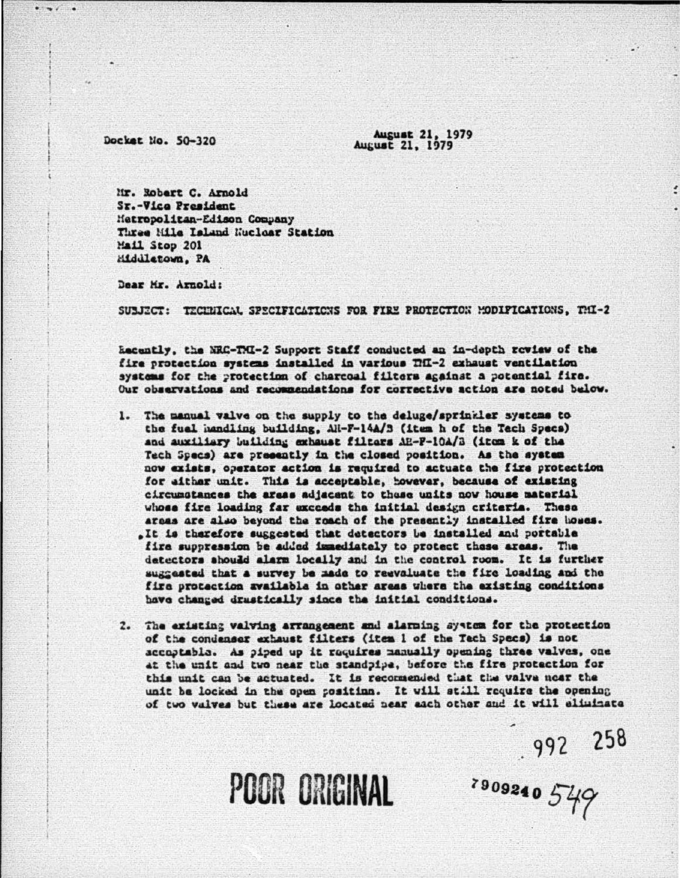Docket No. 50-320

August 21, 1979
August 21, 1979

Mr. Robert C. Arnold
Sr.-Vice President
Metropolitan-Edison Company
Three Mile Island Nuclear Station
Mail Stop 201
Middletown, PA

Dear Mr. Arnold:

SUBJECT: TECHNICAL SPECIFICATIONS FOR FIRE PROTECTION MODIFICATIONS, TMI-2

Recently, the NRC-TMI-2 Support Staff conducted an in-depth review of the fire protection systems installed in various TMI-2 exhaust ventilation systems for the protection of charcoal filters against a potential fire. Our observations and recommendations for corrective action are noted below.

1. The manual valve on the supply to the deluge/sprinkler systems to the fuel handling building, AH-F-14A/B (item h of the Tech Specs) and auxiliary building exhaust filters AH-F-10A/B (item k of the Tech Specs) are presently in the closed position. As the system now exists, operator action is required to actuate the fire protection for either unit. This is acceptable, however, because of existing circumstances the areas adjacent to these units now house material whose fire loading far exceeds the initial design criteria. These areas are also beyond the reach of the presently installed fire hoses. It is therefore suggested that detectors be installed and portable fire suppression be added immediately to protect these areas. The detectors should alarm locally and in the control room. It is further suggested that a survey be made to reevaluate the fire loading and the fire protection available in other areas where the existing conditions have changed drastically since the initial conditions.

2. The existing valving arrangement and alarming system for the protection of the condenser exhaust filters (item l of the Tech Specs) is not acceptable. As piped up it requires manually opening three valves, one at the unit and two near the standpipe, before the fire protection for this unit can be actuated. It is recommended that the valve near the unit be locked in the open position. It will still require the opening of two valves but these are located near each other and it will eliminate

992 258

POOR ORIGINAL

7909240 549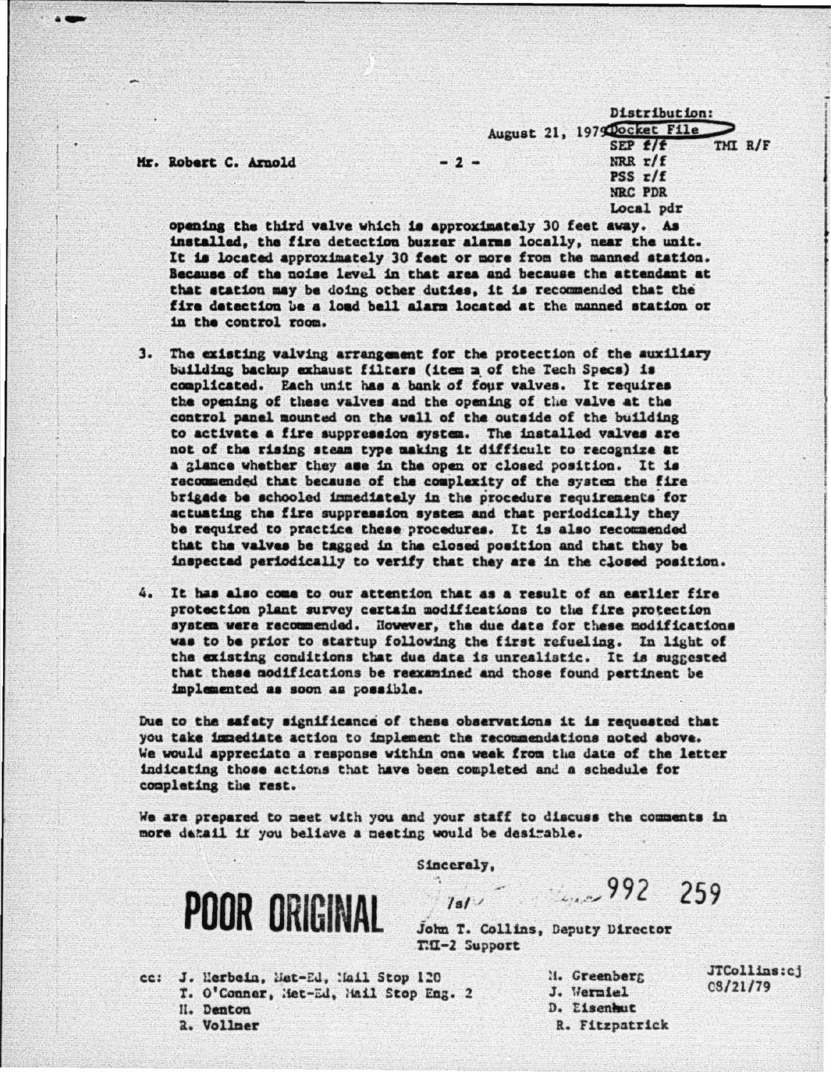Distribution:
Docket File
SEP f/f THI R/F
NRR r/f
PSS r/f
NRC PDR
Local pdr

August 21, 1979

Mr. Robert C. Arnold

opening the third valve which is approximately 30 feet away. As installed, the fire detection buzzer alarms locally, near the unit. It is located approximately 30 feet or more from the manned station. Because of the noise level in that area and because the attendant at that station may be doing other duties, it is recommended that the fire detection be a load bell alarm located at the manned station or in the control room.

3. The existing valving arrangement for the protection of the auxiliary building backup exhaust filters (item a of the Tech Specs) is complicated. Each unit has a bank of four valves. It requires the opening of these valves and the opening of the valve at the control panel mounted on the wall of the outside of the building to activate a fire suppression system. The installed valves are not of the rising steam type making it difficult to recognize at a glance whether they ase in the open or closed position. It is recommended that because of the complexity of the system the fire brigade be schooled immediately in the procedure requirements for actuating the fire suppression system and that periodically they be required to practice these procedures. It is also recommended that the valves be tagged in the closed position and that they be inspected periodically to verify that they are in the closed position.

4. It has also come to our attention that as a result of an earlier fire protection plant survey certain modifications to the fire protection system were recommended. However, the due date for these modifications was to be prior to startup following the first refueling. In light of the existing conditions that due date is unrealistic. It is suggested that these modifications be reexamined and those found pertinent be implemented as soon as possible.

Due to the safety significance of these observations it is requested that you take immediate action to implement the recommendations noted above. We would appreciate a response within one week from the date of the letter indicating those actions that have been completed and a schedule for completing the rest.

We are prepared to meet with you and your staff to discuss the comments in more detail if you believe a meeting would be desirable.

Sincerely,

/s/

John T. Collins, Deputy Director
TMI-2 Support

POOR ORIGINAL

992 259

cc: J. Herbein, Met-Ed, Mail Stop 120
T. O'Conner, Met-Ed, Mail Stop Eng. 2
H. Denton
R. Vollmer
M. Greenberg
J. Wermiel
D. Eisenhut
R. Fitzpatrick

JTCollins:cj
08/21/79